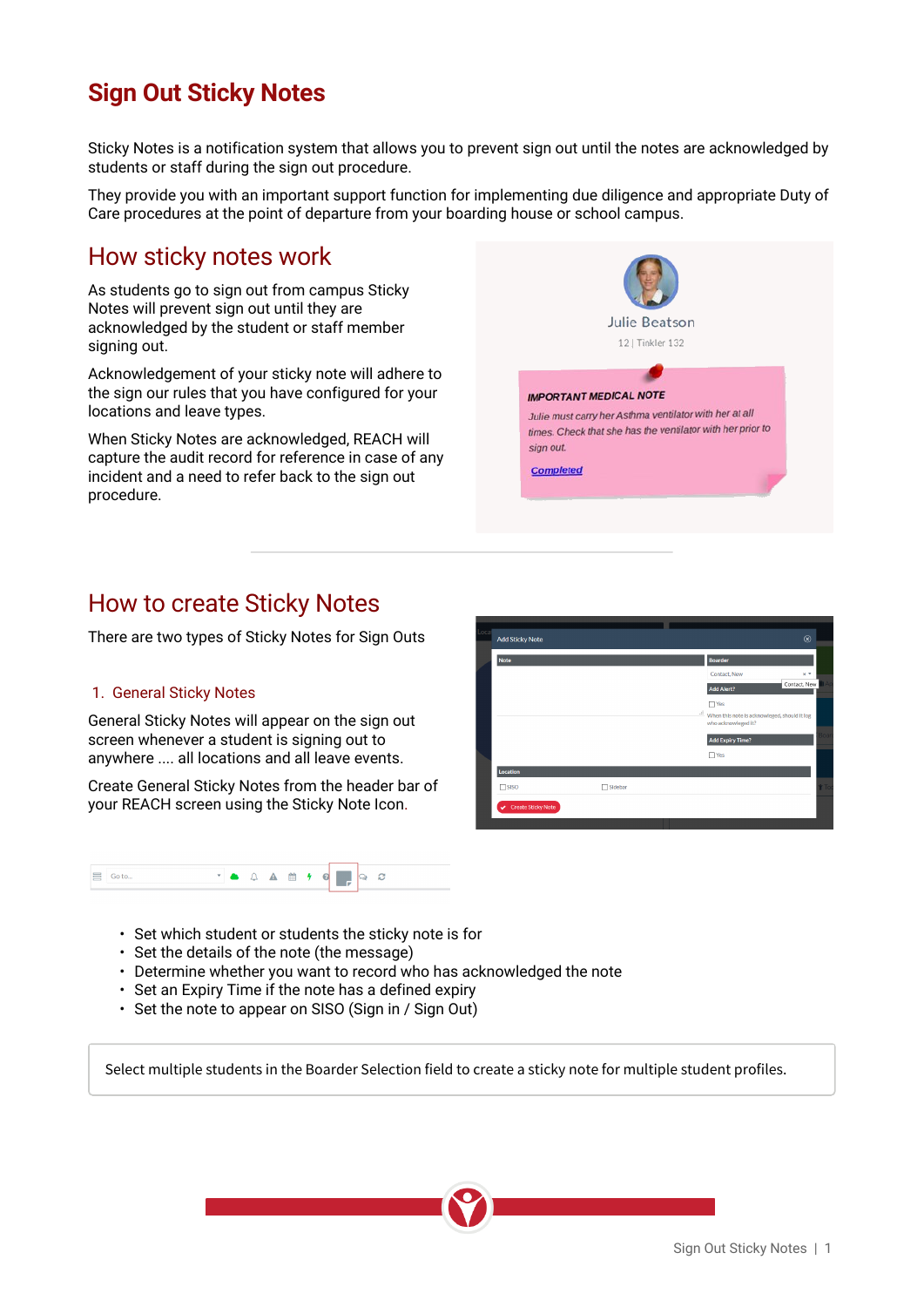# Sign Out Sticky Notes

Sticky Notes is a notification system that allows you to prevent sign out until the notes are acknowledged by students or staff during the sign out procedure.

They provide you with an important support function for implementing due diligence and appropriate Duty of Care procedures at the point of departure from your boarding house or school campus.

## How sticky notes work

As students go to sign out from campus Sticky Notes will prevent sign out until they are acknowledged by the student or staff member signing out.

Acknowledgement of your sticky note will adhere to the sign our rules that you have configured for your locations and leave types.

When Sticky Notes are acknowledged, REACH will capture the audit record for reference in case of any incident and a need to refer back to the sign out procedure.

## How to create Sticky Notes

There are two types of Sticky Notes for Sign Outs

### 1. General Sticky Notes

General Sticky Notes will appear on the sign out screen whenever a student is signing out to anywhere .... all locations and all leave events.

Create General Sticky Notes from the header bar of your REACH screen using the Sticky Note Icon.

- Set which student or students the sticky note is for
- Set the details of the note (the message)
- Determine whether you want to record who has acknowledged the note
- Set an Expiry Time if the note has a defined expiry
- Set the note to appear on SISO (Sign in / Sign Out)

> Select multiple students in the Boarder Selection field to create a sticky note for multiple student profiles.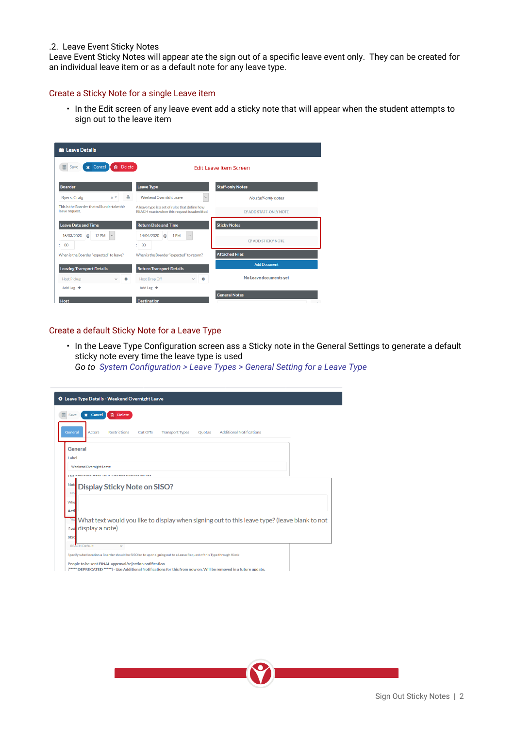.2. Leave Event Sticky Notes

Leave Event Sticky Notes will appear ate the sign out of a specific leave event only. They can be created for an individual leave item or as a default note for any leave type.

## Create a Sticky Note for a single Leave item

- In the Edit screen of any leave event add a sticky note that will appear when the student attempts to sign out to the leave item

## Create a default Sticky Note for a Leave Type

- In the Leave Type Configuration screen ass a Sticky note in the General Settings to generate a default sticky note every time the leave type is used

  *Go to System Configuration > Leave Types > General Setting for a Leave Type*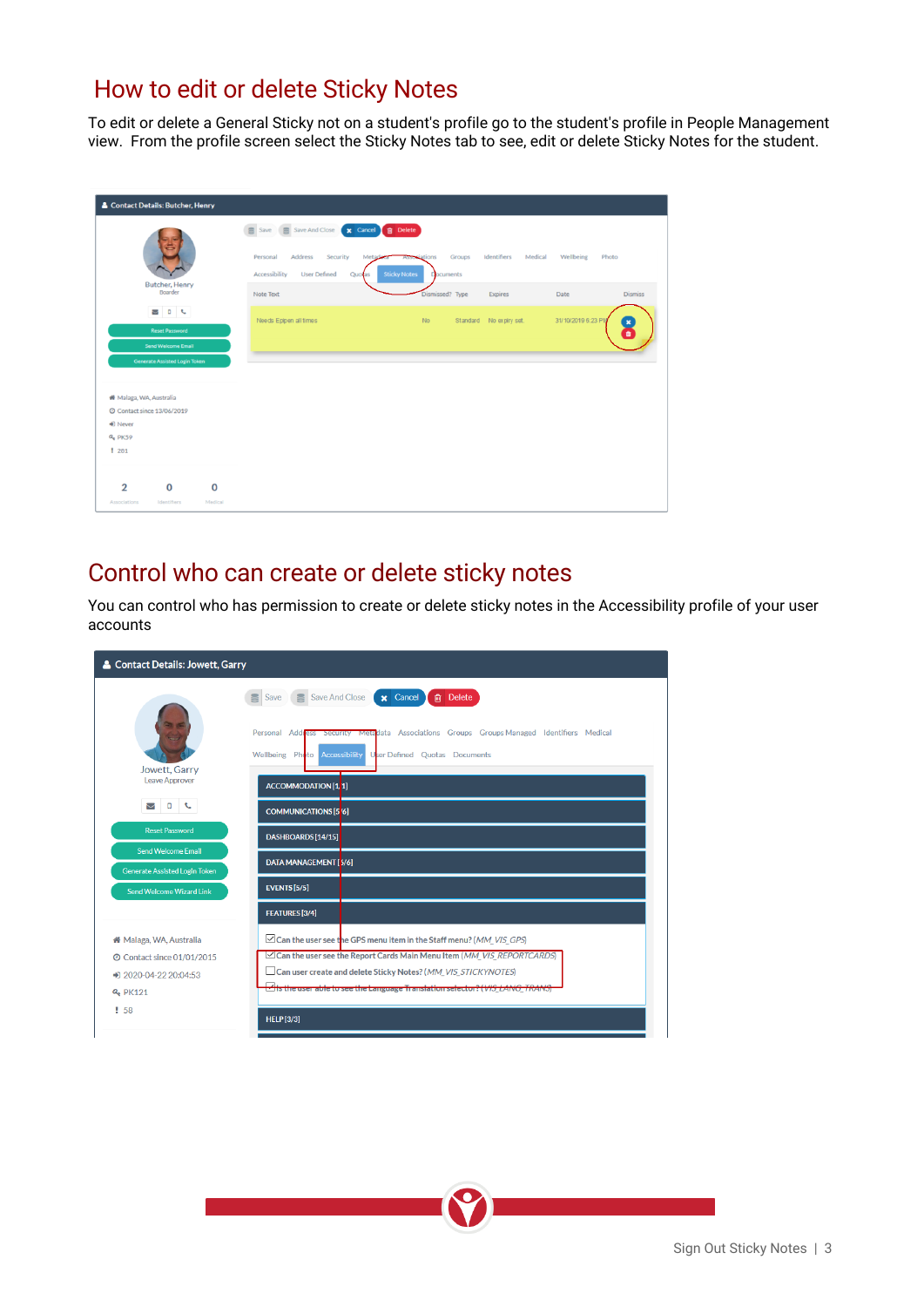## How to edit or delete Sticky Notes

To edit or delete a General Sticky not on a student's profile go to the student's profile in People Management view. From the profile screen select the Sticky Notes tab to see, edit or delete Sticky Notes for the student.

## Control who can create or delete sticky notes

You can control who has permission to create or delete sticky notes in the Accessibility profile of your user accounts